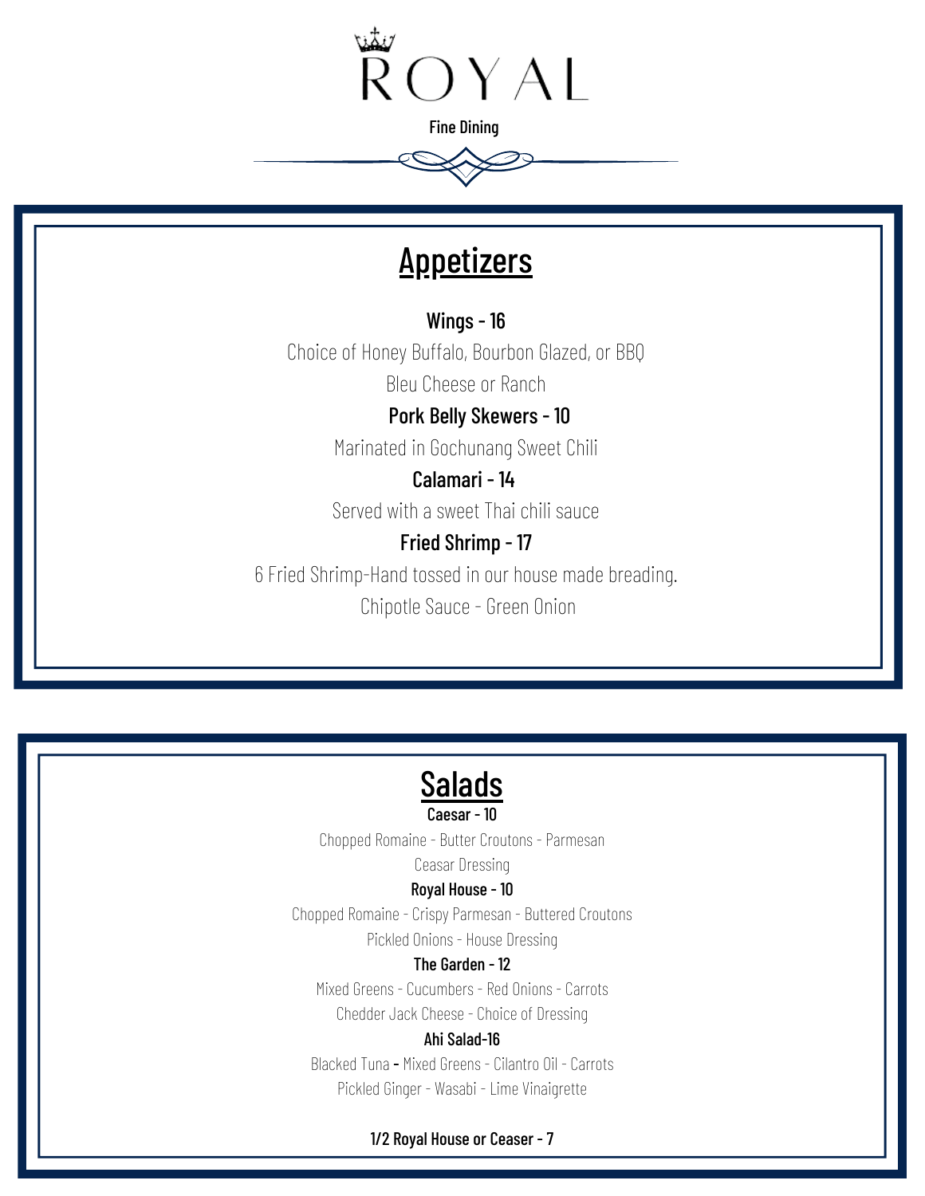# ROYAL

Fine Dining

## Appetizers

**Wings - 16**

Choice of Honey Buffalo, Bourbon Glazed, or BBQ

Bleu Cheese or Ranch

**Pork Belly Skewers - 10**

Marinated in Gochunang Sweet Chili

**Calamari - 14**

Served with a sweet Thai chili sauce

**Fried Shrimp - 17**

6 Fried Shrimp-Hand tossed in our house made breading.

Chipotle Sauce - Green Onion

## Salads

**Caesar - 10**

Chopped Romaine - Butter Croutons - Parmesan

Ceasar Dressing

**Royal House - 10**

Chopped Romaine - Crispy Parmesan - Buttered Croutons

Pickled Onions - House Dressing

**The Garden - 12**

Mixed Greens - Cucumbers - Red Onions - Carrots

Chedder Jack Cheese - Choice of Dressing

**Ahi Salad-16**

Blacked Tuna - Mixed Greens - Cilantro Oil - Carrots

Pickled Ginger - Wasabi - Lime Vinaigrette

**1/2 Royal House or Ceaser - 7**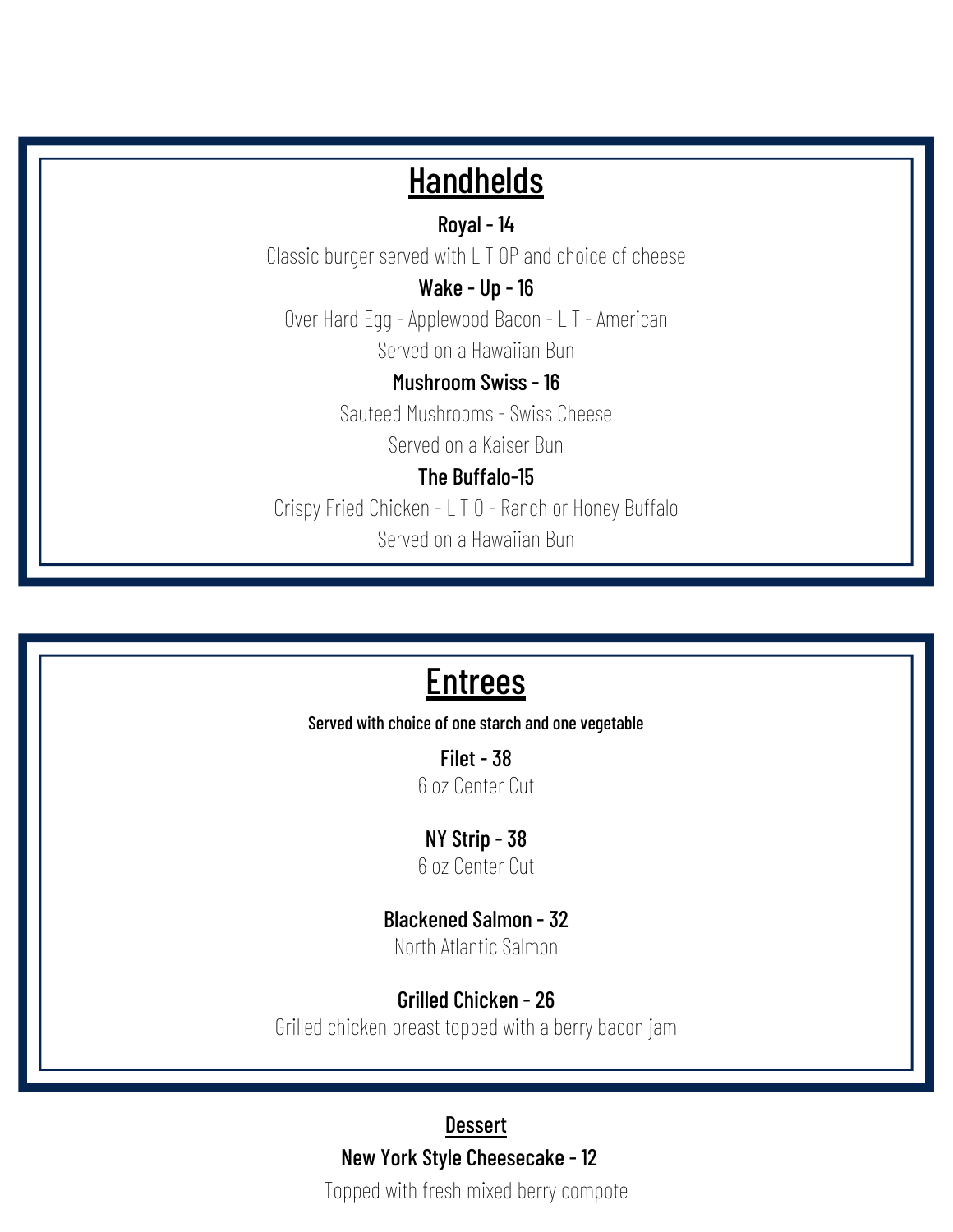## Handhelds

**Royal - 14**

Classic burger served with L T OP and choice of cheese

**Wake - Up - 16**

Over Hard Egg - Applewood Bacon - L T - American

Served on a Hawaiian Bun

**Mushroom Swiss - 16**

Sauteed Mushrooms - Swiss Cheese

Served on a Kaiser Bun

**The Buffalo-15**

Crispy Fried Chicken - L T O - Ranch or Honey Buffalo

Served on a Hawaiian Bun

## Entrees

**Served with choice of one starch and one vegetable**

**Filet - 38**

6 oz Center Cut

**NY Strip - 38**

6 oz Center Cut

**Blackened Salmon - 32**

North Atlantic Salmon

**Grilled Chicken - 26**

Grilled chicken breast topped with a berry bacon jam

### Dessert

**New York Style Cheesecake - 12**

Topped with fresh mixed berry compote